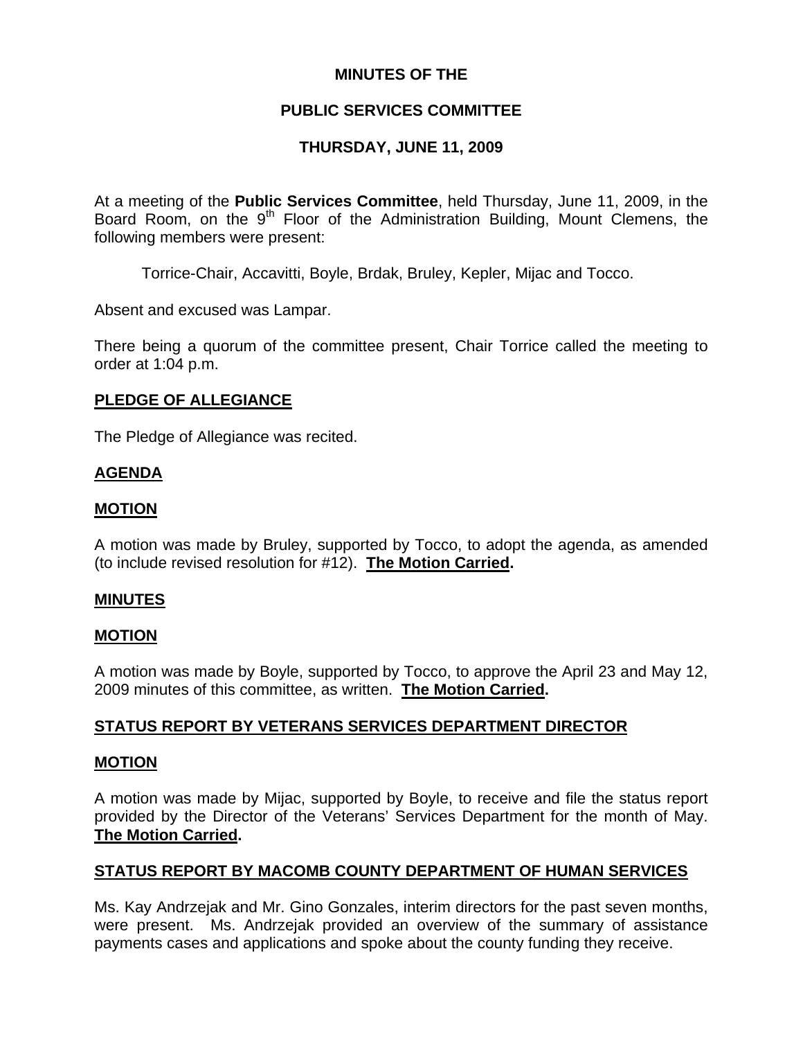# MINUTES OF THE

# PUBLIC SERVICES COMMITTEE

# THURSDAY, JUNE 11, 2009

At a meeting of the **Public Services Committee**, held Thursday, June 11, 2009, in the Board Room, on the 9th Floor of the Administration Building, Mount Clemens, the following members were present:

Torrice-Chair, Accavitti, Boyle, Brdak, Bruley, Kepler, Mijac and Tocco.

Absent and excused was Lampar.

There being a quorum of the committee present, Chair Torrice called the meeting to order at 1:04 p.m.

## PLEDGE OF ALLEGIANCE

The Pledge of Allegiance was recited.

## AGENDA

## MOTION

A motion was made by Bruley, supported by Tocco, to adopt the agenda, as amended (to include revised resolution for #12). **The Motion Carried.**

## MINUTES

## MOTION

A motion was made by Boyle, supported by Tocco, to approve the April 23 and May 12, 2009 minutes of this committee, as written. **The Motion Carried.**

## STATUS REPORT BY VETERANS SERVICES DEPARTMENT DIRECTOR

## MOTION

A motion was made by Mijac, supported by Boyle, to receive and file the status report provided by the Director of the Veterans' Services Department for the month of May. **The Motion Carried.**

## STATUS REPORT BY MACOMB COUNTY DEPARTMENT OF HUMAN SERVICES

Ms. Kay Andrzejak and Mr. Gino Gonzales, interim directors for the past seven months, were present. Ms. Andrzejak provided an overview of the summary of assistance payments cases and applications and spoke about the county funding they receive.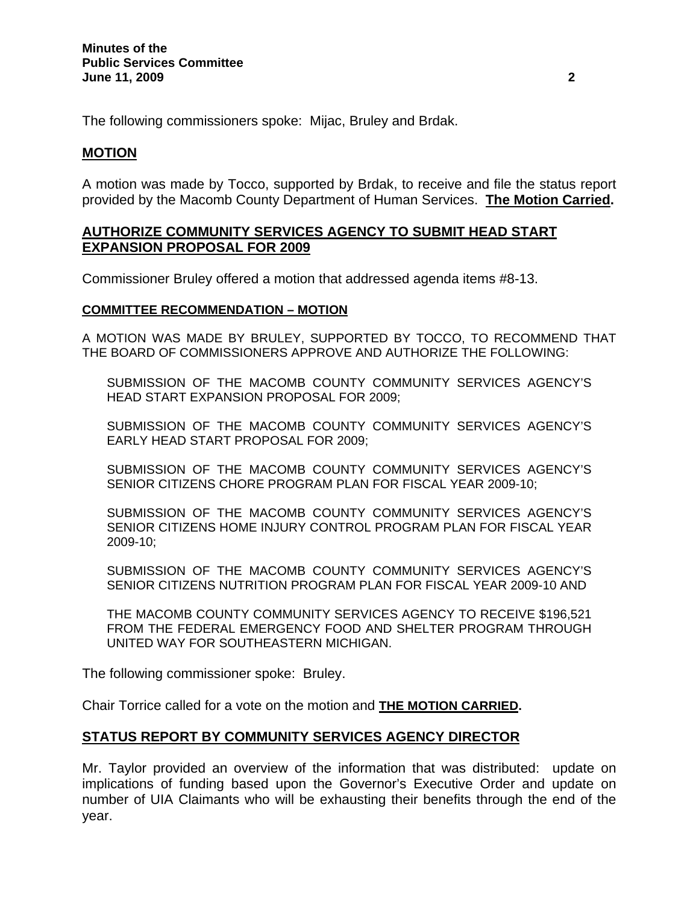The following commissioners spoke: Mijac, Bruley and Brdak.

## MOTION

A motion was made by Tocco, supported by Brdak, to receive and file the status report provided by the Macomb County Department of Human Services. **The Motion Carried.**

## AUTHORIZE COMMUNITY SERVICES AGENCY TO SUBMIT HEAD START EXPANSION PROPOSAL FOR 2009

Commissioner Bruley offered a motion that addressed agenda items #8-13.

### COMMITTEE RECOMMENDATION – MOTION

A MOTION WAS MADE BY BRULEY, SUPPORTED BY TOCCO, TO RECOMMEND THAT THE BOARD OF COMMISSIONERS APPROVE AND AUTHORIZE THE FOLLOWING:

SUBMISSION OF THE MACOMB COUNTY COMMUNITY SERVICES AGENCY'S HEAD START EXPANSION PROPOSAL FOR 2009;

SUBMISSION OF THE MACOMB COUNTY COMMUNITY SERVICES AGENCY'S EARLY HEAD START PROPOSAL FOR 2009;

SUBMISSION OF THE MACOMB COUNTY COMMUNITY SERVICES AGENCY'S SENIOR CITIZENS CHORE PROGRAM PLAN FOR FISCAL YEAR 2009-10;

SUBMISSION OF THE MACOMB COUNTY COMMUNITY SERVICES AGENCY'S SENIOR CITIZENS HOME INJURY CONTROL PROGRAM PLAN FOR FISCAL YEAR 2009-10;

SUBMISSION OF THE MACOMB COUNTY COMMUNITY SERVICES AGENCY'S SENIOR CITIZENS NUTRITION PROGRAM PLAN FOR FISCAL YEAR 2009-10 AND

THE MACOMB COUNTY COMMUNITY SERVICES AGENCY TO RECEIVE $196,521 FROM THE FEDERAL EMERGENCY FOOD AND SHELTER PROGRAM THROUGH UNITED WAY FOR SOUTHEASTERN MICHIGAN.

The following commissioner spoke: Bruley.

Chair Torrice called for a vote on the motion and **THE MOTION CARRIED.**

## STATUS REPORT BY COMMUNITY SERVICES AGENCY DIRECTOR

Mr. Taylor provided an overview of the information that was distributed: update on implications of funding based upon the Governor's Executive Order and update on number of UIA Claimants who will be exhausting their benefits through the end of the year.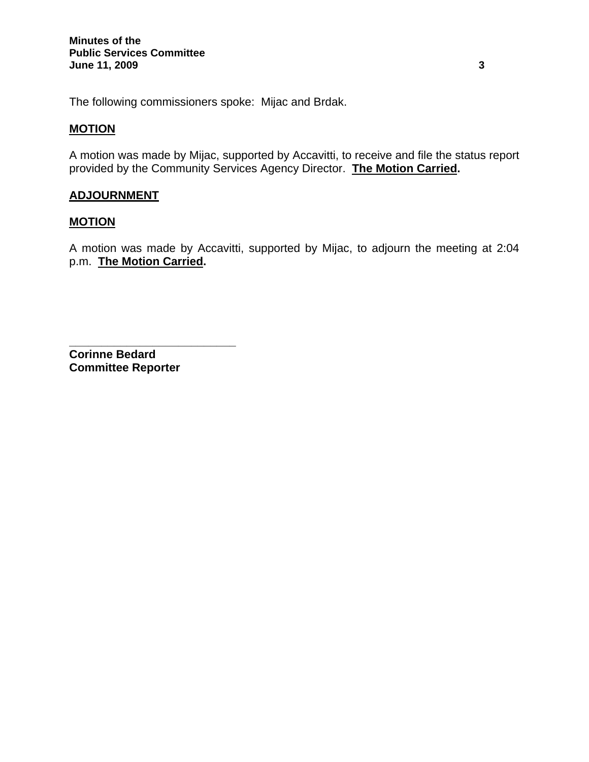The following commissioners spoke: Mijac and Brdak.

**MOTION**

A motion was made by Mijac, supported by Accavitti, to receive and file the status report provided by the Community Services Agency Director. **The Motion Carried.**

**ADJOURNMENT**

**MOTION**

A motion was made by Accavitti, supported by Mijac, to adjourn the meeting at 2:04 p.m. **The Motion Carried.**

___________________________

**Corinne Bedard**
**Committee Reporter**